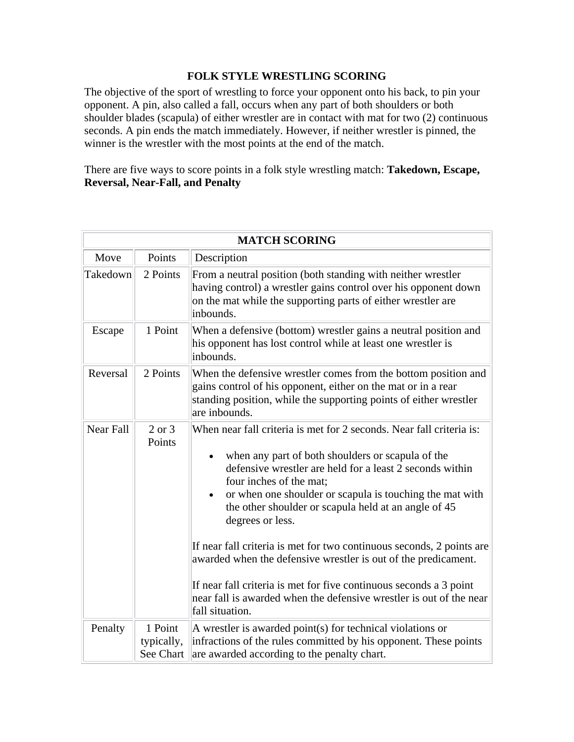# FOLK STYLE WRESTLING SCORING

The objective of the sport of wrestling to force your opponent onto his back, to pin your opponent. A pin, also called a fall, occurs when any part of both shoulders or both shoulder blades (scapula) of either wrestler are in contact with mat for two (2) continuous seconds. A pin ends the match immediately. However, if neither wrestler is pinned, the winner is the wrestler with the most points at the end of the match.

There are five ways to score points in a folk style wrestling match: **Takedown, Escape, Reversal, Near-Fall, and Penalty**

| MATCH SCORING | | |
|---|---|---|
| Move | Points | Description |
| Takedown | 2 Points | From a neutral position (both standing with neither wrestler having control) a wrestler gains control over his opponent down on the mat while the supporting parts of either wrestler are inbounds. |
| Escape | 1 Point | When a defensive (bottom) wrestler gains a neutral position and his opponent has lost control while at least one wrestler is inbounds. |
| Reversal | 2 Points | When the defensive wrestler comes from the bottom position and gains control of his opponent, either on the mat or in a rear standing position, while the supporting points of either wrestler are inbounds. |
| Near Fall | 2 or 3 Points | When near fall criteria is met for 2 seconds. Near fall criteria is:<br>• when any part of both shoulders or scapula of the defensive wrestler are held for a least 2 seconds within four inches of the mat;<br>• or when one shoulder or scapula is touching the mat with the other shoulder or scapula held at an angle of 45 degrees or less.<br><br>If near fall criteria is met for two continuous seconds, 2 points are awarded when the defensive wrestler is out of the predicament.<br><br>If near fall criteria is met for five continuous seconds a 3 point near fall is awarded when the defensive wrestler is out of the near fall situation. |
| Penalty | 1 Point typically, See Chart | A wrestler is awarded point(s) for technical violations or infractions of the rules committed by his opponent. These points are awarded according to the penalty chart. |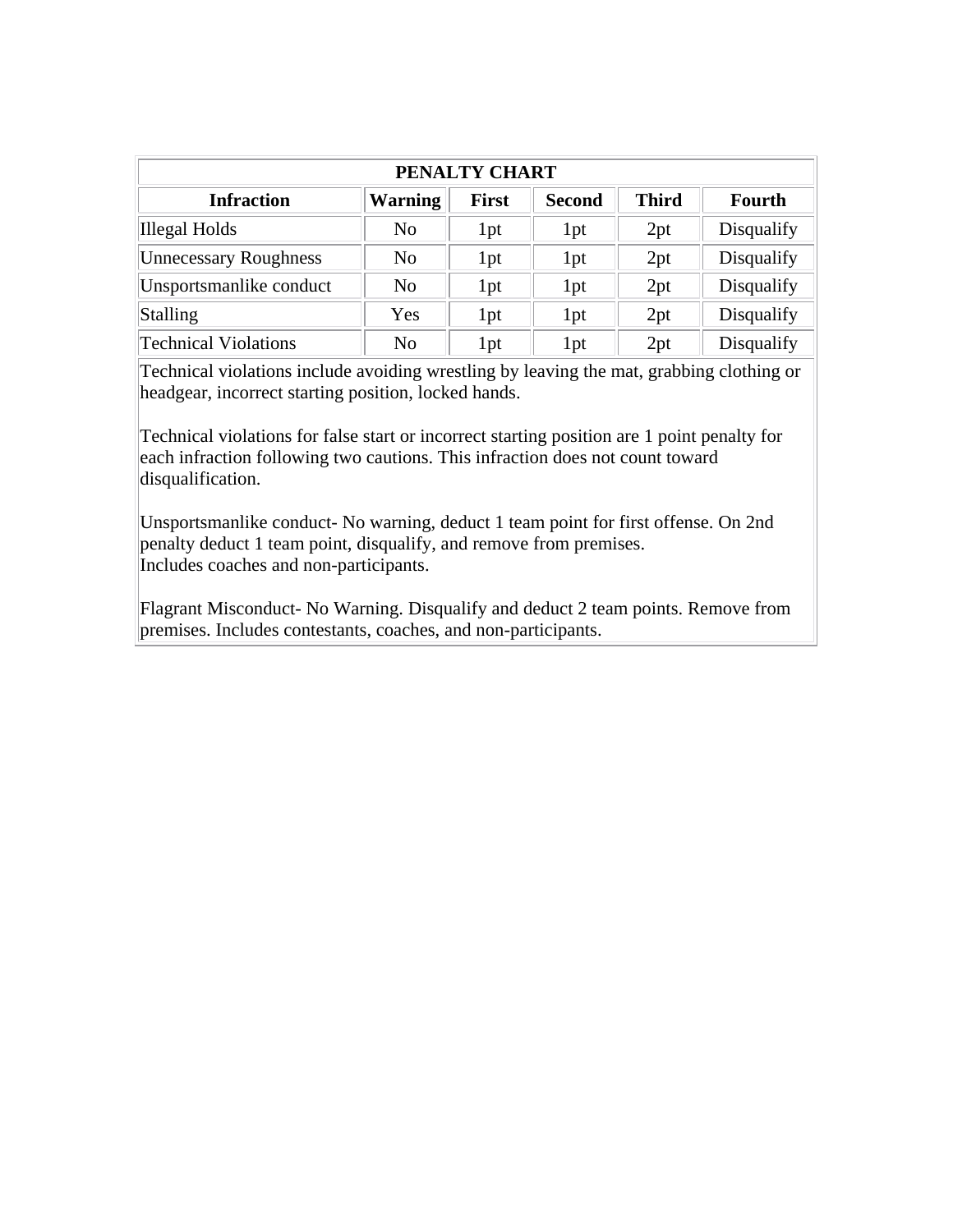| PENALTY CHART | | | | | |
|---|---|---|---|---|---|
| **Infraction** | **Warning** | **First** | **Second** | **Third** | **Fourth** |
| Illegal Holds | No | 1pt | 1pt | 2pt | Disqualify |
| Unnecessary Roughness | No | 1pt | 1pt | 2pt | Disqualify |
| Unsportsmanlike conduct | No | 1pt | 1pt | 2pt | Disqualify |
| Stalling | Yes | 1pt | 1pt | 2pt | Disqualify |
| Technical Violations | No | 1pt | 1pt | 2pt | Disqualify |

Technical violations include avoiding wrestling by leaving the mat, grabbing clothing or headgear, incorrect starting position, locked hands.

Technical violations for false start or incorrect starting position are 1 point penalty for each infraction following two cautions. This infraction does not count toward disqualification.

Unsportsmanlike conduct- No warning, deduct 1 team point for first offense. On 2nd penalty deduct 1 team point, disqualify, and remove from premises.
Includes coaches and non-participants.

Flagrant Misconduct- No Warning. Disqualify and deduct 2 team points. Remove from premises. Includes contestants, coaches, and non-participants.